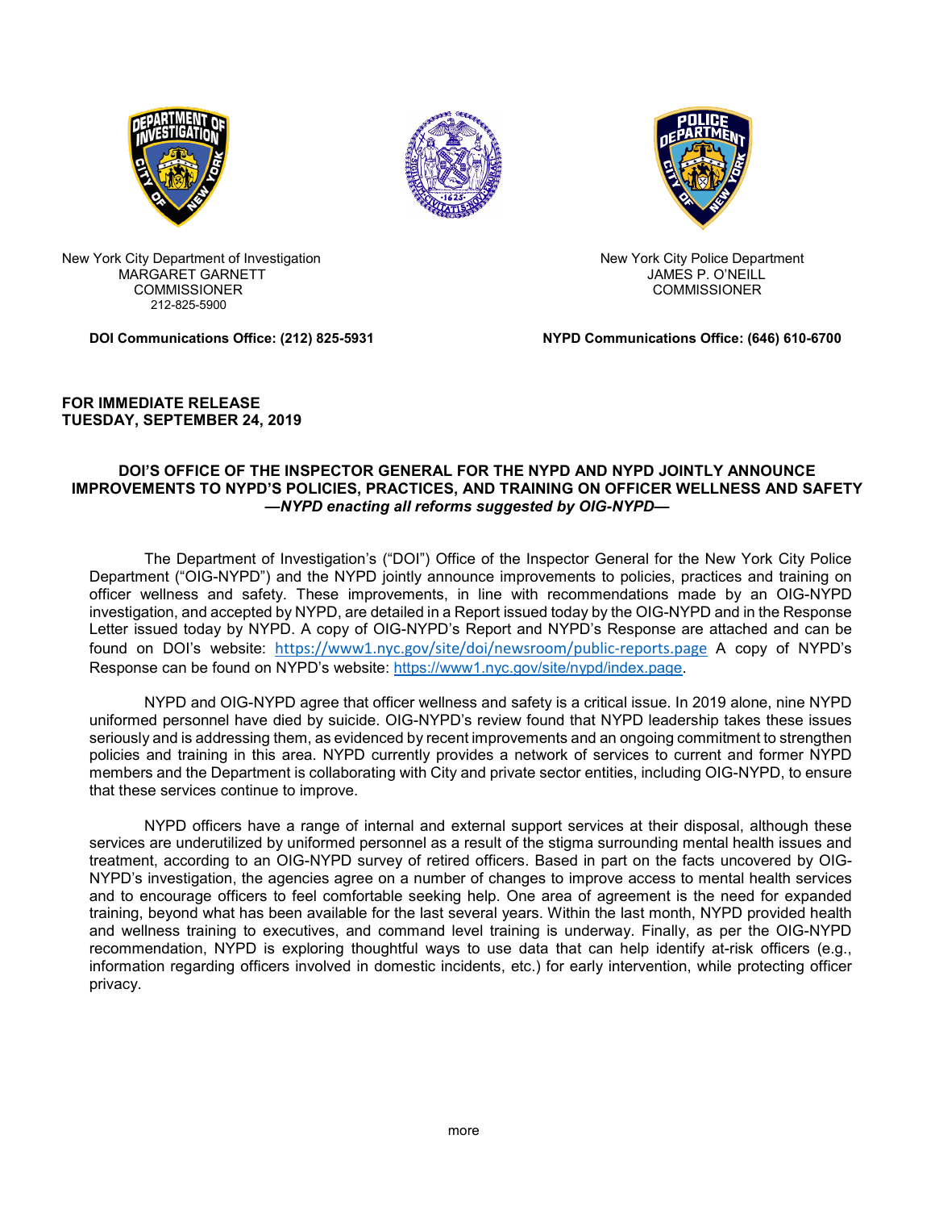New York City Department of Investigation
MARGARET GARNETT
COMMISSIONER
212-825-5900

New York City Police Department
JAMES P. O'NEILL
COMMISSIONER

**DOI Communications Office: (212) 825-5931**

**NYPD Communications Office: (646) 610-6700**

**FOR IMMEDIATE RELEASE**
**TUESDAY, SEPTEMBER 24, 2019**

## DOI'S OFFICE OF THE INSPECTOR GENERAL FOR THE NYPD AND NYPD JOINTLY ANNOUNCE IMPROVEMENTS TO NYPD'S POLICIES, PRACTICES, AND TRAINING ON OFFICER WELLNESS AND SAFETY

***—NYPD enacting all reforms suggested by OIG-NYPD—***

The Department of Investigation's ("DOI") Office of the Inspector General for the New York City Police Department ("OIG-NYPD") and the NYPD jointly announce improvements to policies, practices and training on officer wellness and safety. These improvements, in line with recommendations made by an OIG-NYPD investigation, and accepted by NYPD, are detailed in a Report issued today by the OIG-NYPD and in the Response Letter issued today by NYPD. A copy of OIG-NYPD's Report and NYPD's Response are attached and can be found on DOI's website: https://www1.nyc.gov/site/doi/newsroom/public-reports.page A copy of NYPD's Response can be found on NYPD's website: https://www1.nyc.gov/site/nypd/index.page.

NYPD and OIG-NYPD agree that officer wellness and safety is a critical issue. In 2019 alone, nine NYPD uniformed personnel have died by suicide. OIG-NYPD's review found that NYPD leadership takes these issues seriously and is addressing them, as evidenced by recent improvements and an ongoing commitment to strengthen policies and training in this area. NYPD currently provides a network of services to current and former NYPD members and the Department is collaborating with City and private sector entities, including OIG-NYPD, to ensure that these services continue to improve.

NYPD officers have a range of internal and external support services at their disposal, although these services are underutilized by uniformed personnel as a result of the stigma surrounding mental health issues and treatment, according to an OIG-NYPD survey of retired officers. Based in part on the facts uncovered by OIG-NYPD's investigation, the agencies agree on a number of changes to improve access to mental health services and to encourage officers to feel comfortable seeking help. One area of agreement is the need for expanded training, beyond what has been available for the last several years. Within the last month, NYPD provided health and wellness training to executives, and command level training is underway. Finally, as per the OIG-NYPD recommendation, NYPD is exploring thoughtful ways to use data that can help identify at-risk officers (e.g., information regarding officers involved in domestic incidents, etc.) for early intervention, while protecting officer privacy.

more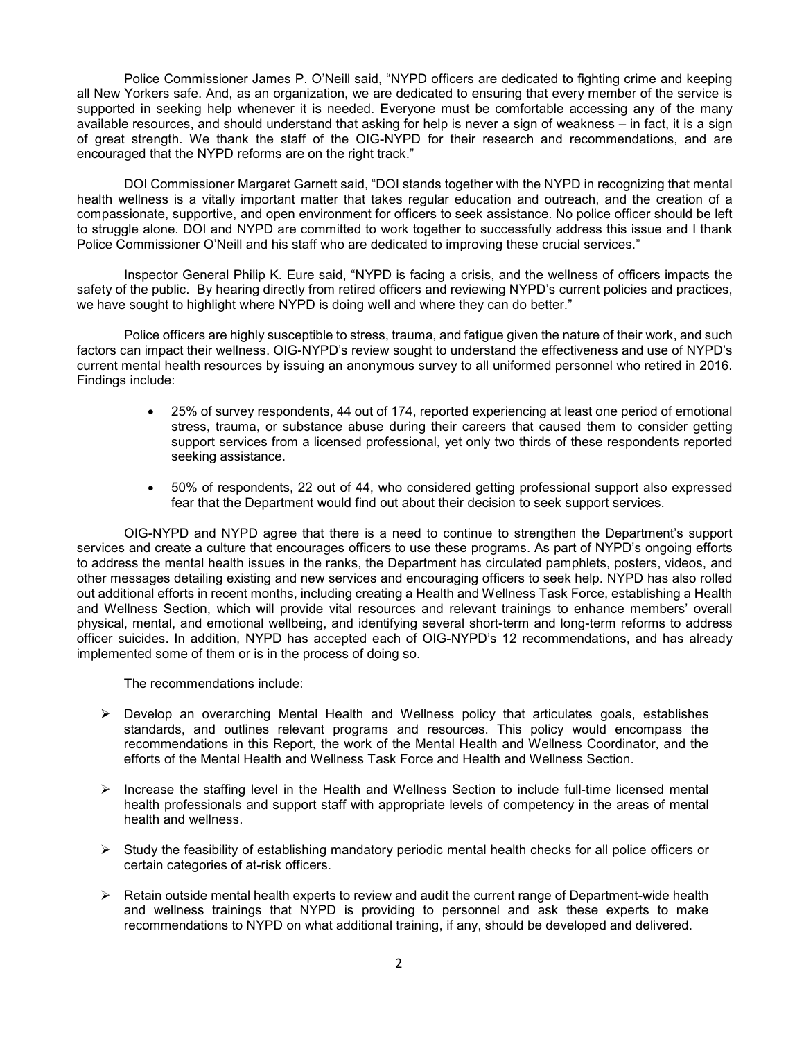Police Commissioner James P. O'Neill said, "NYPD officers are dedicated to fighting crime and keeping all New Yorkers safe. And, as an organization, we are dedicated to ensuring that every member of the service is supported in seeking help whenever it is needed. Everyone must be comfortable accessing any of the many available resources, and should understand that asking for help is never a sign of weakness – in fact, it is a sign of great strength. We thank the staff of the OIG-NYPD for their research and recommendations, and are encouraged that the NYPD reforms are on the right track."

DOI Commissioner Margaret Garnett said, "DOI stands together with the NYPD in recognizing that mental health wellness is a vitally important matter that takes regular education and outreach, and the creation of a compassionate, supportive, and open environment for officers to seek assistance. No police officer should be left to struggle alone. DOI and NYPD are committed to work together to successfully address this issue and I thank Police Commissioner O'Neill and his staff who are dedicated to improving these crucial services."

Inspector General Philip K. Eure said, "NYPD is facing a crisis, and the wellness of officers impacts the safety of the public. By hearing directly from retired officers and reviewing NYPD's current policies and practices, we have sought to highlight where NYPD is doing well and where they can do better."

Police officers are highly susceptible to stress, trauma, and fatigue given the nature of their work, and such factors can impact their wellness. OIG-NYPD's review sought to understand the effectiveness and use of NYPD's current mental health resources by issuing an anonymous survey to all uniformed personnel who retired in 2016. Findings include:

- 25% of survey respondents, 44 out of 174, reported experiencing at least one period of emotional stress, trauma, or substance abuse during their careers that caused them to consider getting support services from a licensed professional, yet only two thirds of these respondents reported seeking assistance.
- 50% of respondents, 22 out of 44, who considered getting professional support also expressed fear that the Department would find out about their decision to seek support services.

OIG-NYPD and NYPD agree that there is a need to continue to strengthen the Department's support services and create a culture that encourages officers to use these programs. As part of NYPD's ongoing efforts to address the mental health issues in the ranks, the Department has circulated pamphlets, posters, videos, and other messages detailing existing and new services and encouraging officers to seek help. NYPD has also rolled out additional efforts in recent months, including creating a Health and Wellness Task Force, establishing a Health and Wellness Section, which will provide vital resources and relevant trainings to enhance members' overall physical, mental, and emotional wellbeing, and identifying several short-term and long-term reforms to address officer suicides. In addition, NYPD has accepted each of OIG-NYPD's 12 recommendations, and has already implemented some of them or is in the process of doing so.

The recommendations include:

- Develop an overarching Mental Health and Wellness policy that articulates goals, establishes standards, and outlines relevant programs and resources. This policy would encompass the recommendations in this Report, the work of the Mental Health and Wellness Coordinator, and the efforts of the Mental Health and Wellness Task Force and Health and Wellness Section.
- Increase the staffing level in the Health and Wellness Section to include full-time licensed mental health professionals and support staff with appropriate levels of competency in the areas of mental health and wellness.
- Study the feasibility of establishing mandatory periodic mental health checks for all police officers or certain categories of at-risk officers.
- Retain outside mental health experts to review and audit the current range of Department-wide health and wellness trainings that NYPD is providing to personnel and ask these experts to make recommendations to NYPD on what additional training, if any, should be developed and delivered.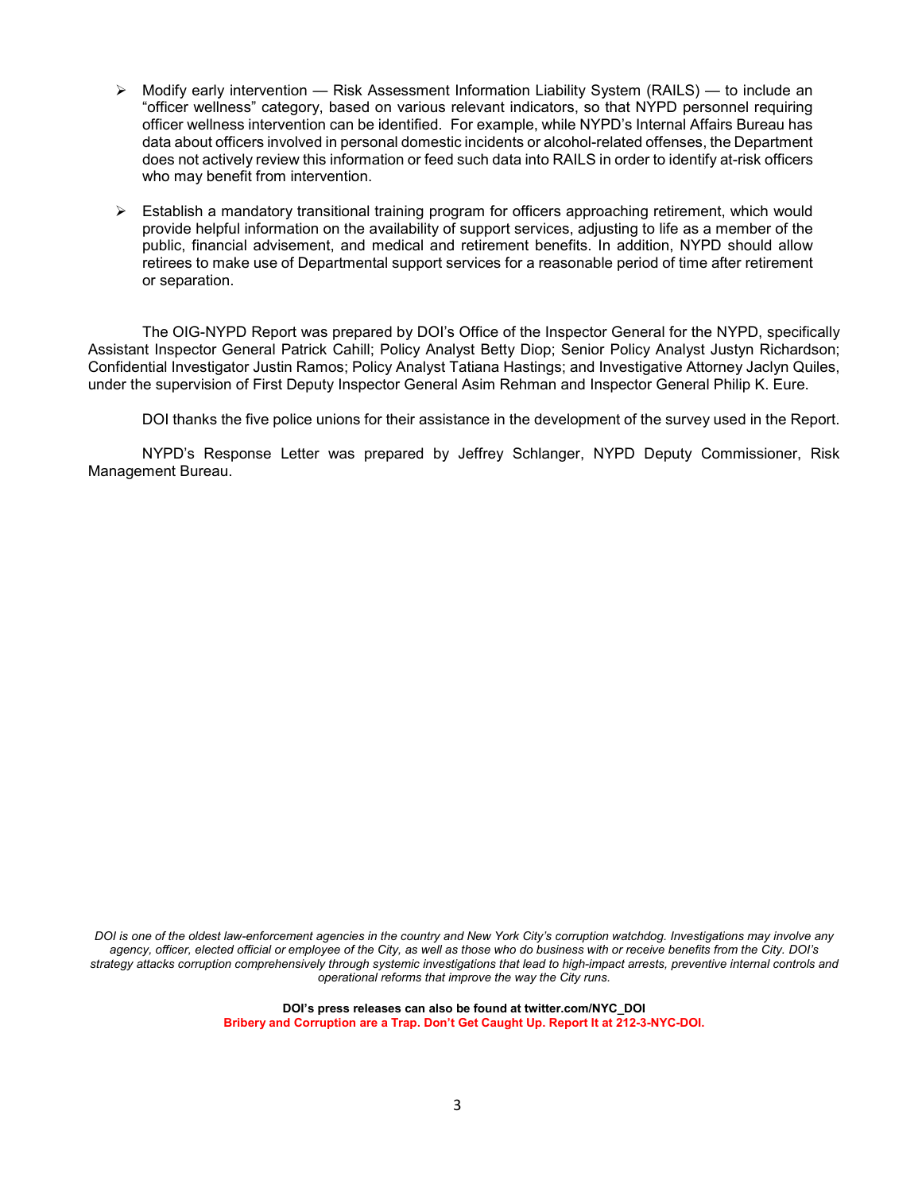- Modify early intervention — Risk Assessment Information Liability System (RAILS) — to include an “officer wellness” category, based on various relevant indicators, so that NYPD personnel requiring officer wellness intervention can be identified. For example, while NYPD’s Internal Affairs Bureau has data about officers involved in personal domestic incidents or alcohol-related offenses, the Department does not actively review this information or feed such data into RAILS in order to identify at-risk officers who may benefit from intervention.

- Establish a mandatory transitional training program for officers approaching retirement, which would provide helpful information on the availability of support services, adjusting to life as a member of the public, financial advisement, and medical and retirement benefits. In addition, NYPD should allow retirees to make use of Departmental support services for a reasonable period of time after retirement or separation.

The OIG-NYPD Report was prepared by DOI’s Office of the Inspector General for the NYPD, specifically Assistant Inspector General Patrick Cahill; Policy Analyst Betty Diop; Senior Policy Analyst Justyn Richardson; Confidential Investigator Justin Ramos; Policy Analyst Tatiana Hastings; and Investigative Attorney Jaclyn Quiles, under the supervision of First Deputy Inspector General Asim Rehman and Inspector General Philip K. Eure.

DOI thanks the five police unions for their assistance in the development of the survey used in the Report.

NYPD’s Response Letter was prepared by Jeffrey Schlanger, NYPD Deputy Commissioner, Risk Management Bureau.

*DOI is one of the oldest law-enforcement agencies in the country and New York City’s corruption watchdog. Investigations may involve any agency, officer, elected official or employee of the City, as well as those who do business with or receive benefits from the City. DOI’s strategy attacks corruption comprehensively through systemic investigations that lead to high-impact arrests, preventive internal controls and operational reforms that improve the way the City runs.*

**DOI’s press releases can also be found at twitter.com/NYC_DOI**

**Bribery and Corruption are a Trap. Don’t Get Caught Up. Report It at 212-3-NYC-DOI.**